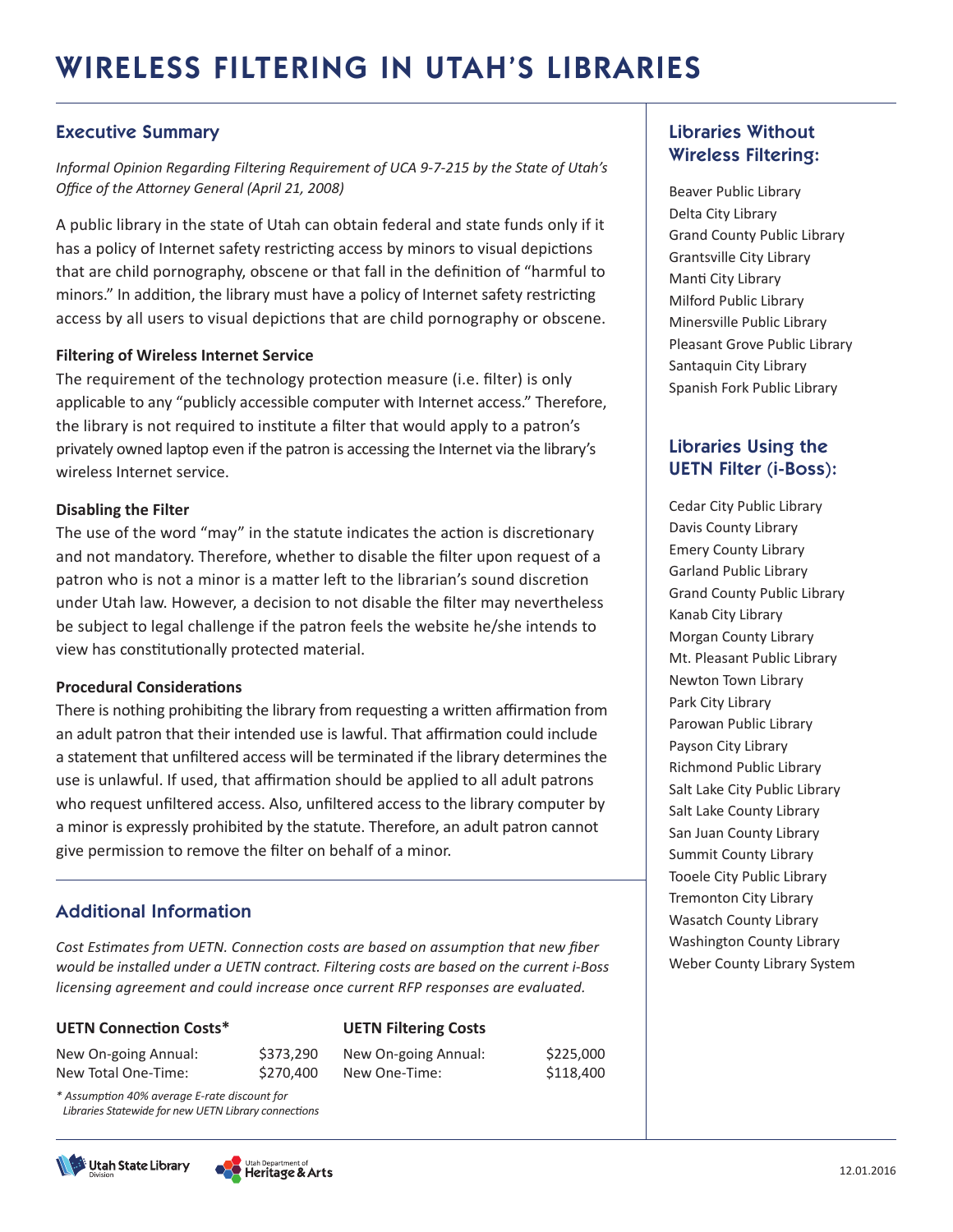# WIRELESS FILTERING IN UTAH'S LIBRARIES

## Executive Summary

*Informal Opinion Regarding Filtering Requirement of UCA 9-7-215 by the State of Utah's Office of the Attorney General (April 21, 2008)*

A public library in the state of Utah can obtain federal and state funds only if it has a policy of Internet safety restricting access by minors to visual depictions that are child pornography, obscene or that fall in the definition of "harmful to minors." In addition, the library must have a policy of Internet safety restricting access by all users to visual depictions that are child pornography or obscene.

**Filtering of Wireless Internet Service**

The requirement of the technology protection measure (i.e. filter) is only applicable to any "publicly accessible computer with Internet access." Therefore, the library is not required to institute a filter that would apply to a patron's privately owned laptop even if the patron is accessing the Internet via the library's wireless Internet service.

**Disabling the Filter**

The use of the word "may" in the statute indicates the action is discretionary and not mandatory. Therefore, whether to disable the filter upon request of a patron who is not a minor is a matter left to the librarian's sound discretion under Utah law. However, a decision to not disable the filter may nevertheless be subject to legal challenge if the patron feels the website he/she intends to view has constitutionally protected material.

**Procedural Considerations**

There is nothing prohibiting the library from requesting a written affirmation from an adult patron that their intended use is lawful. That affirmation could include a statement that unfiltered access will be terminated if the library determines the use is unlawful. If used, that affirmation should be applied to all adult patrons who request unfiltered access. Also, unfiltered access to the library computer by a minor is expressly prohibited by the statute. Therefore, an adult patron cannot give permission to remove the filter on behalf of a minor.

## Additional Information

*Cost Estimates from UETN. Connection costs are based on assumption that new fiber would be installed under a UETN contract. Filtering costs are based on the current i-Boss licensing agreement and could increase once current RFP responses are evaluated.*

| UETN Connection Costs* | | UETN Filtering Costs | |
|---|---|---|---|
| New On-going Annual: | $373,290 | New On-going Annual: | $225,000 |
| New Total One-Time: | $270,400 | New One-Time: | $118,400 |

*\* Assumption 40% average E-rate discount for Libraries Statewide for new UETN Library connections*

## Libraries Without Wireless Filtering:

- Beaver Public Library
- Delta City Library
- Grand County Public Library
- Grantsville City Library
- Manti City Library
- Milford Public Library
- Minersville Public Library
- Pleasant Grove Public Library
- Santaquin City Library
- Spanish Fork Public Library

## Libraries Using the UETN Filter (i-Boss):

- Cedar City Public Library
- Davis County Library
- Emery County Library
- Garland Public Library
- Grand County Public Library
- Kanab City Library
- Morgan County Library
- Mt. Pleasant Public Library
- Newton Town Library
- Park City Library
- Parowan Public Library
- Payson City Library
- Richmond Public Library
- Salt Lake City Public Library
- Salt Lake County Library
- San Juan County Library
- Summit County Library
- Tooele City Public Library
- Tremonton City Library
- Wasatch County Library
- Washington County Library
- Weber County Library System

Utah State Library Division | Utah Department of Heritage & Arts

12.01.2016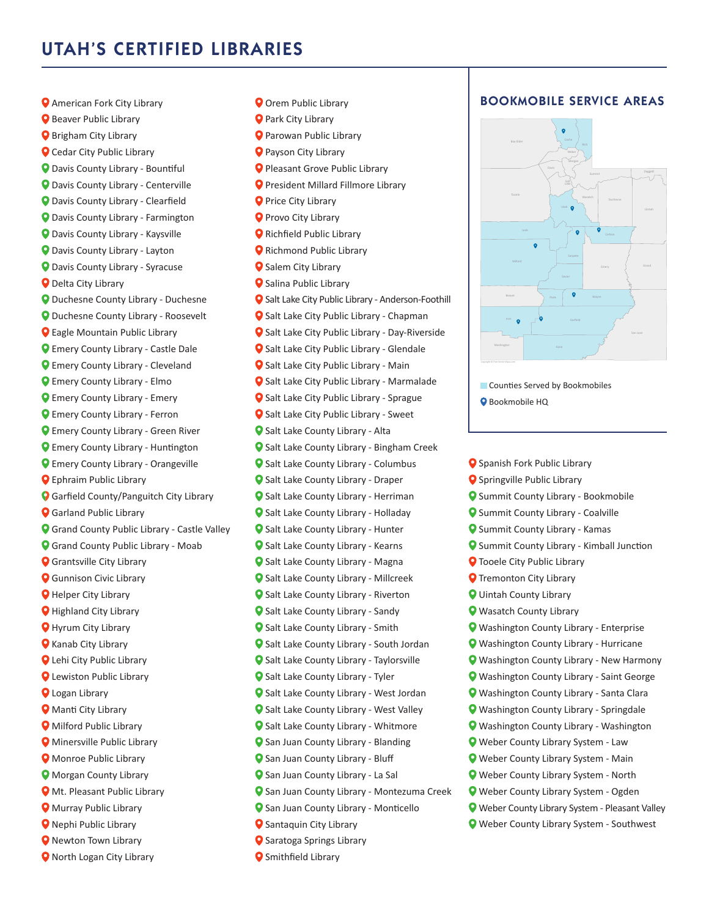# UTAH'S CERTIFIED LIBRARIES

- American Fork City Library
- Beaver Public Library
- Brigham City Library
- Cedar City Public Library
- Davis County Library - Bountiful
- Davis County Library - Centerville
- Davis County Library - Clearfield
- Davis County Library - Farmington
- Davis County Library - Kaysville
- Davis County Library - Layton
- Davis County Library - Syracuse
- Delta City Library
- Duchesne County Library - Duchesne
- Duchesne County Library - Roosevelt
- Eagle Mountain Public Library
- Emery County Library - Castle Dale
- Emery County Library - Cleveland
- Emery County Library - Elmo
- Emery County Library - Emery
- Emery County Library - Ferron
- Emery County Library - Green River
- Emery County Library - Huntington
- Emery County Library - Orangeville
- Ephraim Public Library
- Garfield County/Panguitch City Library
- Garland Public Library
- Grand County Public Library - Castle Valley
- Grand County Public Library - Moab
- Grantsville City Library
- Gunnison Civic Library
- Helper City Library
- Highland City Library
- Hyrum City Library
- Kanab City Library
- Lehi City Public Library
- Lewiston Public Library
- Logan Library
- Manti City Library
- Milford Public Library
- Minersville Public Library
- Monroe Public Library
- Morgan County Library
- Mt. Pleasant Public Library
- Murray Public Library
- Nephi Public Library
- Newton Town Library
- North Logan City Library
- Orem Public Library
- Park City Library
- Parowan Public Library
- Payson City Library
- Pleasant Grove Public Library
- President Millard Fillmore Library
- Price City Library
- Provo City Library
- Richfield Public Library
- Richmond Public Library
- Salem City Library
- Salina Public Library
- Salt Lake City Public Library - Anderson-Foothill
- Salt Lake City Public Library - Chapman
- Salt Lake City Public Library - Day-Riverside
- Salt Lake City Public Library - Glendale
- Salt Lake City Public Library - Main
- Salt Lake City Public Library - Marmalade
- Salt Lake City Public Library - Sprague
- Salt Lake City Public Library - Sweet
- Salt Lake County Library - Alta
- Salt Lake County Library - Bingham Creek
- Salt Lake County Library - Columbus
- Salt Lake County Library - Draper
- Salt Lake County Library - Herriman
- Salt Lake County Library - Holladay
- Salt Lake County Library - Hunter
- Salt Lake County Library - Kearns
- Salt Lake County Library - Magna
- Salt Lake County Library - Millcreek
- Salt Lake County Library - Riverton
- Salt Lake County Library - Sandy
- Salt Lake County Library - Smith
- Salt Lake County Library - South Jordan
- Salt Lake County Library - Taylorsville
- Salt Lake County Library - Tyler
- Salt Lake County Library - West Jordan
- Salt Lake County Library - West Valley
- Salt Lake County Library - Whitmore
- San Juan County Library - Blanding
- San Juan County Library - Bluff
- San Juan County Library - La Sal
- San Juan County Library - Montezuma Creek
- San Juan County Library - Monticello
- Santaquin City Library
- Saratoga Springs Library
- Smithfield Library
- Spanish Fork Public Library
- Springville Public Library
- Summit County Library - Bookmobile
- Summit County Library - Coalville
- Summit County Library - Kamas
- Summit County Library - Kimball Junction
- Tooele City Public Library
- Tremonton City Library
- Uintah County Library
- Wasatch County Library
- Washington County Library - Enterprise
- Washington County Library - Hurricane
- Washington County Library - New Harmony
- Washington County Library - Saint George
- Washington County Library - Santa Clara
- Washington County Library - Springdale
- Washington County Library - Washington
- Weber County Library System - Law
- Weber County Library System - Main
- Weber County Library System - North
- Weber County Library System - Ogden
- Weber County Library System - Pleasant Valley
- Weber County Library System - Southwest

## BOOKMOBILE SERVICE AREAS

Counties Served by Bookmobiles

Bookmobile HQ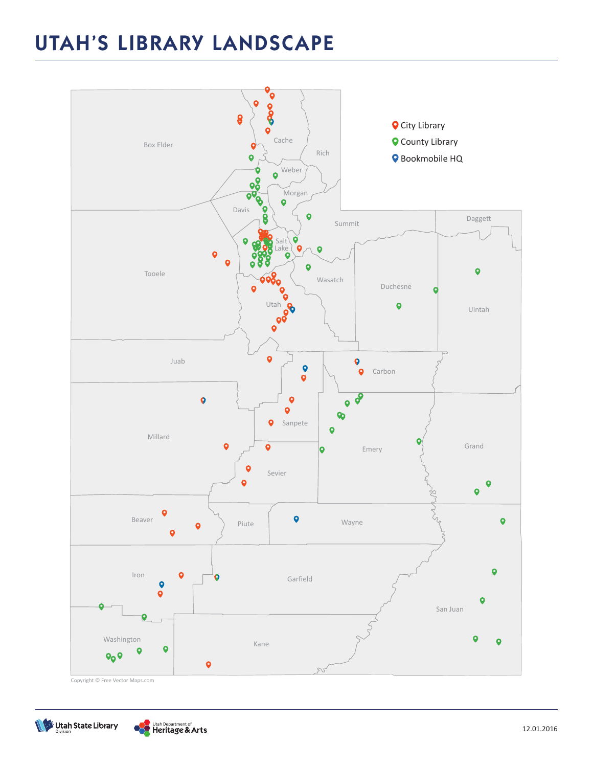# UTAH'S LIBRARY LANDSCAPE

City Library

County Library

Bookmobile HQ

Box Elder

Cache

Rich

Weber

Morgan

Davis

Summit

Daggett

Salt Lake

Tooele

Wasatch

Duchesne

Uintah

Utah

Juab

Carbon

Millard

Sanpete

Emery

Grand

Sevier

Beaver

Piute

Wayne

Iron

Garfield

San Juan

Washington

Kane

Copyright © Free Vector Maps.com

Utah State Library Division

Utah Department of Heritage & Arts

12.01.2016